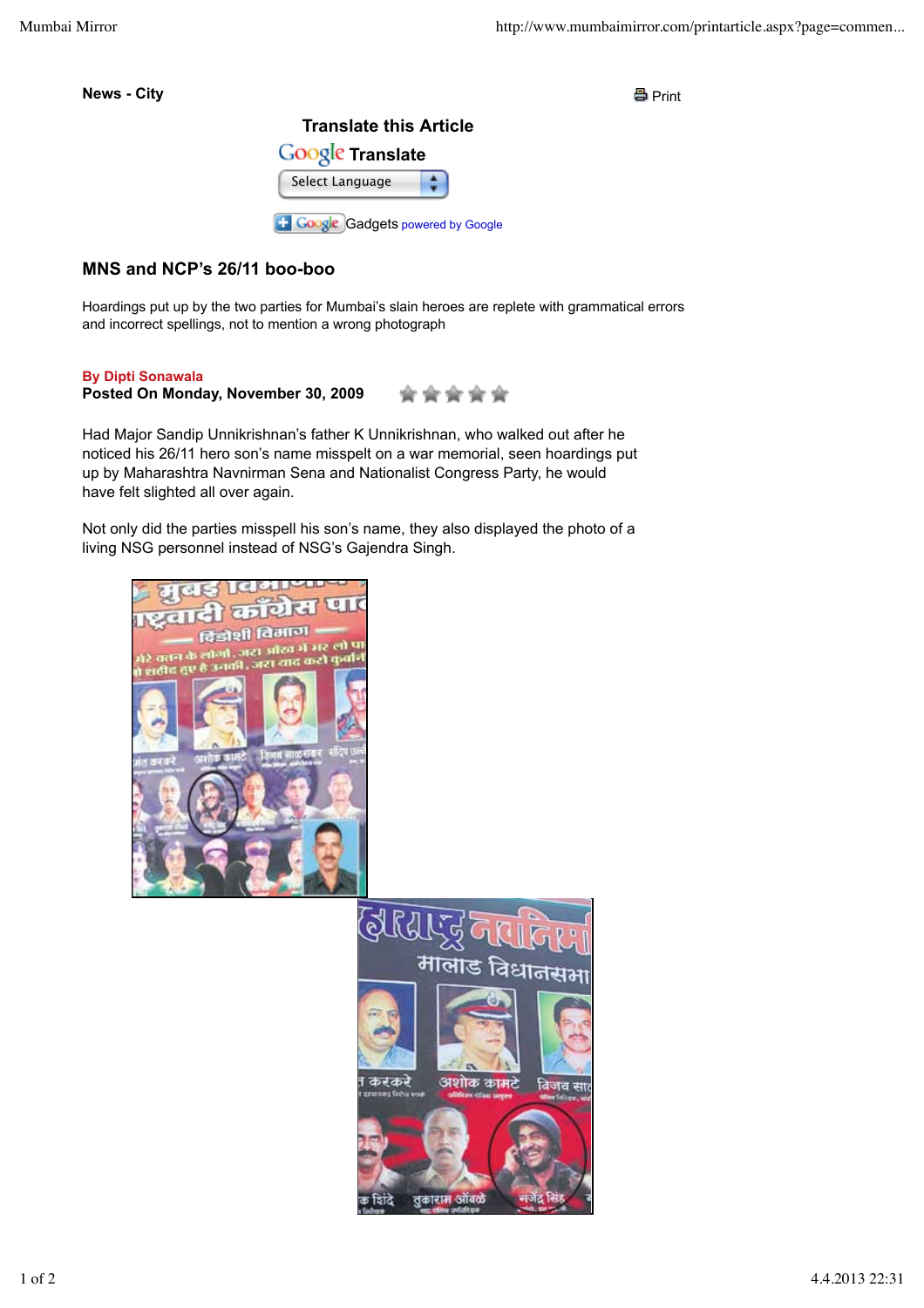News - City

Print

Translate this Article

Google Translate

Select Language

Google Gadgets powered by Google

## MNS and NCP's 26/11 boo-boo

Hoardings put up by the two parties for Mumbai's slain heroes are replete with grammatical errors and incorrect spellings, not to mention a wrong photograph

**By Dipti Sonawala**
**Posted On Monday, November 30, 2009**

Had Major Sandip Unnikrishnan's father K Unnikrishnan, who walked out after he noticed his 26/11 hero son's name misspelt on a war memorial, seen hoardings put up by Maharashtra Navnirman Sena and Nationalist Congress Party, he would have felt slighted all over again.

Not only did the parties misspell his son's name, they also displayed the photo of a living NSG personnel instead of NSG's Gajendra Singh.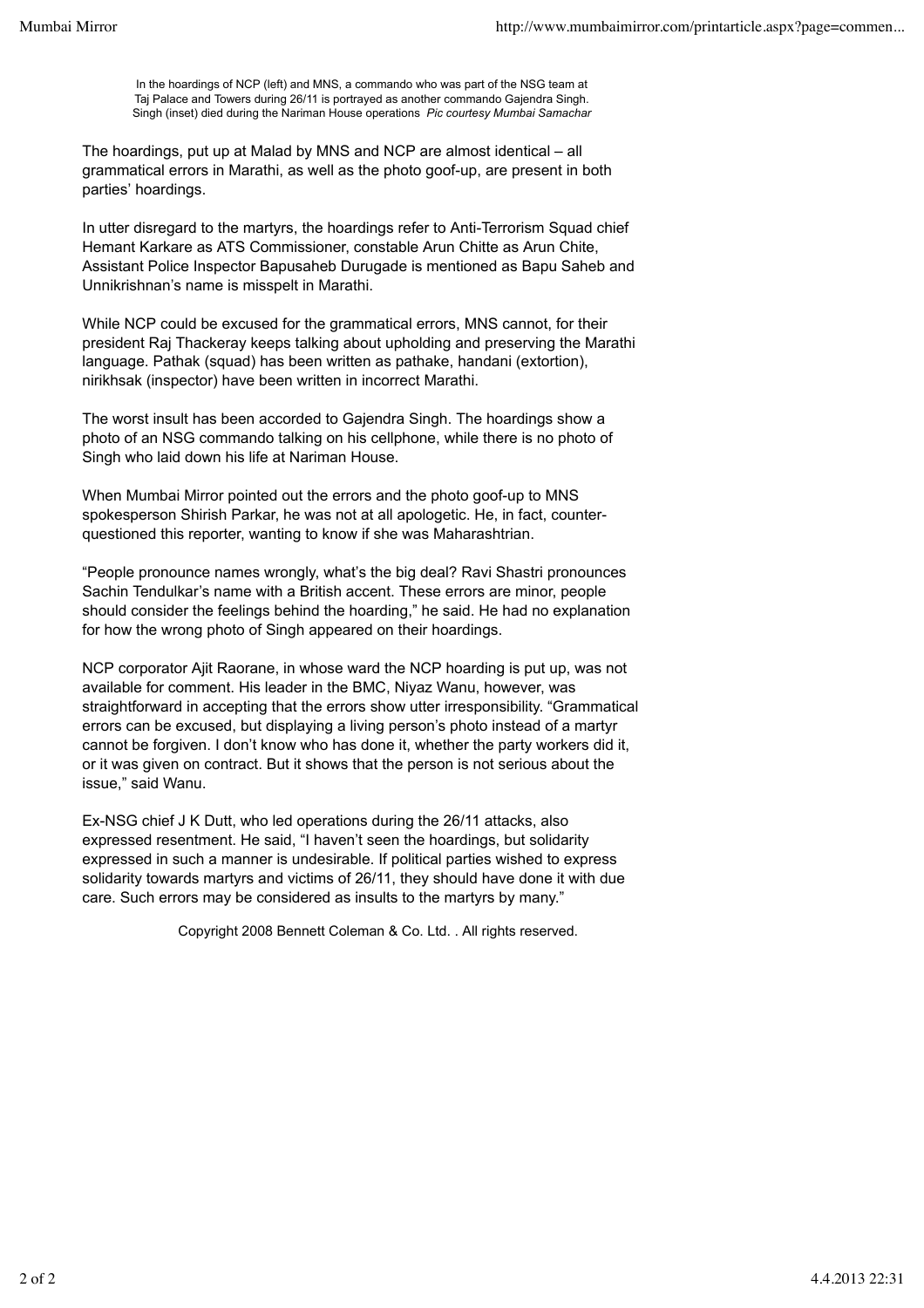In the hoardings of NCP (left) and MNS, a commando who was part of the NSG team at Taj Palace and Towers during 26/11 is portrayed as another commando Gajendra Singh. Singh (inset) died during the Nariman House operations *Pic courtesy Mumbai Samachar*

The hoardings, put up at Malad by MNS and NCP are almost identical – all grammatical errors in Marathi, as well as the photo goof-up, are present in both parties' hoardings.

In utter disregard to the martyrs, the hoardings refer to Anti-Terrorism Squad chief Hemant Karkare as ATS Commissioner, constable Arun Chitte as Arun Chite, Assistant Police Inspector Bapusaheb Durugade is mentioned as Bapu Saheb and Unnikrishnan's name is misspelt in Marathi.

While NCP could be excused for the grammatical errors, MNS cannot, for their president Raj Thackeray keeps talking about upholding and preserving the Marathi language. Pathak (squad) has been written as pathake, handani (extortion), nirikhsak (inspector) have been written in incorrect Marathi.

The worst insult has been accorded to Gajendra Singh. The hoardings show a photo of an NSG commando talking on his cellphone, while there is no photo of Singh who laid down his life at Nariman House.

When Mumbai Mirror pointed out the errors and the photo goof-up to MNS spokesperson Shirish Parkar, he was not at all apologetic. He, in fact, counter-questioned this reporter, wanting to know if she was Maharashtrian.

"People pronounce names wrongly, what's the big deal? Ravi Shastri pronounces Sachin Tendulkar's name with a British accent. These errors are minor, people should consider the feelings behind the hoarding," he said. He had no explanation for how the wrong photo of Singh appeared on their hoardings.

NCP corporator Ajit Raorane, in whose ward the NCP hoarding is put up, was not available for comment. His leader in the BMC, Niyaz Wanu, however, was straightforward in accepting that the errors show utter irresponsibility. "Grammatical errors can be excused, but displaying a living person's photo instead of a martyr cannot be forgiven. I don't know who has done it, whether the party workers did it, or it was given on contract. But it shows that the person is not serious about the issue," said Wanu.

Ex-NSG chief J K Dutt, who led operations during the 26/11 attacks, also expressed resentment. He said, "I haven't seen the hoardings, but solidarity expressed in such a manner is undesirable. If political parties wished to express solidarity towards martyrs and victims of 26/11, they should have done it with due care. Such errors may be considered as insults to the martyrs by many."

Copyright 2008 Bennett Coleman & Co. Ltd. . All rights reserved.